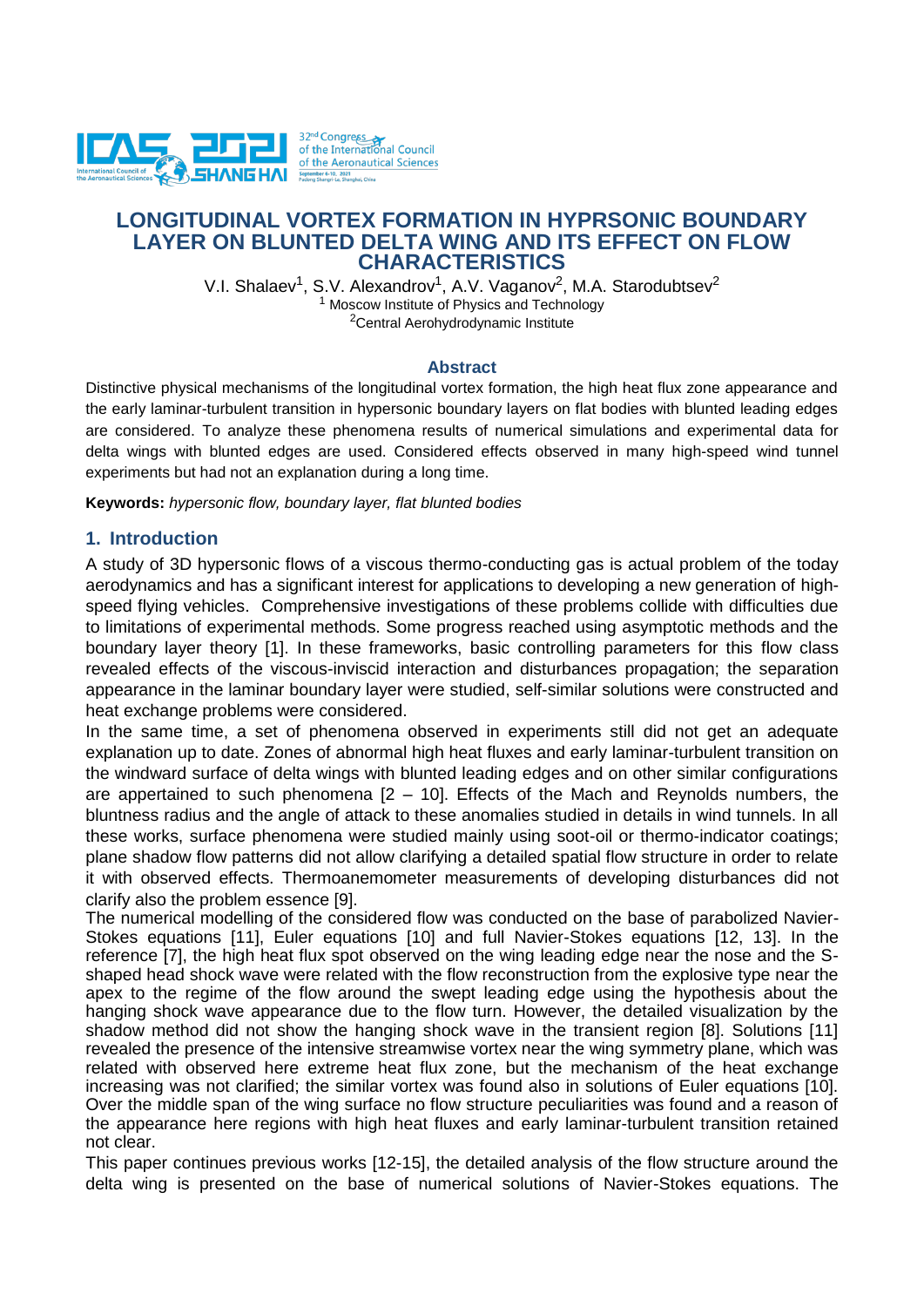# LONGITUDINAL VORTEX FORMATION IN HYPRSONIC BOUNDARY LAYER ON BLUNTED DELTA WING AND ITS EFFECT ON FLOW CHARACTERISTICS

V.I. Shalaev[1], S.V. Alexandrov[1], A.V. Vaganov[2], M.A. Starodubtsev[2]

[1] Moscow Institute of Physics and Technology

[2] Central Aerohydrodynamic Institute

## Abstract

Distinctive physical mechanisms of the longitudinal vortex formation, the high heat flux zone appearance and the early laminar-turbulent transition in hypersonic boundary layers on flat bodies with blunted leading edges are considered. To analyze these phenomena results of numerical simulations and experimental data for delta wings with blunted edges are used. Considered effects observed in many high-speed wind tunnel experiments but had not an explanation during a long time.

**Keywords:** *hypersonic flow, boundary layer, flat blunted bodies*

## 1. Introduction

A study of 3D hypersonic flows of a viscous thermo-conducting gas is actual problem of the today aerodynamics and has a significant interest for applications to developing a new generation of high-speed flying vehicles. Comprehensive investigations of these problems collide with difficulties due to limitations of experimental methods. Some progress reached using asymptotic methods and the boundary layer theory [1]. In these frameworks, basic controlling parameters for this flow class revealed effects of the viscous-inviscid interaction and disturbances propagation; the separation appearance in the laminar boundary layer were studied, self-similar solutions were constructed and heat exchange problems were considered.

In the same time, a set of phenomena observed in experiments still did not get an adequate explanation up to date. Zones of abnormal high heat fluxes and early laminar-turbulent transition on the windward surface of delta wings with blunted leading edges and on other similar configurations are appertained to such phenomena [2 – 10]. Effects of the Mach and Reynolds numbers, the bluntness radius and the angle of attack to these anomalies studied in details in wind tunnels. In all these works, surface phenomena were studied mainly using soot-oil or thermo-indicator coatings; plane shadow flow patterns did not allow clarifying a detailed spatial flow structure in order to relate it with observed effects. Thermoanemometer measurements of developing disturbances did not clarify also the problem essence [9].

The numerical modelling of the considered flow was conducted on the base of parabolized Navier-Stokes equations [11], Euler equations [10] and full Navier-Stokes equations [12, 13]. In the reference [7], the high heat flux spot observed on the wing leading edge near the nose and the S-shaped head shock wave were related with the flow reconstruction from the explosive type near the apex to the regime of the flow around the swept leading edge using the hypothesis about the hanging shock wave appearance due to the flow turn. However, the detailed visualization by the shadow method did not show the hanging shock wave in the transient region [8]. Solutions [11] revealed the presence of the intensive streamwise vortex near the wing symmetry plane, which was related with observed here extreme heat flux zone, but the mechanism of the heat exchange increasing was not clarified; the similar vortex was found also in solutions of Euler equations [10]. Over the middle span of the wing surface no flow structure peculiarities was found and a reason of the appearance here regions with high heat fluxes and early laminar-turbulent transition retained not clear.

This paper continues previous works [12-15], the detailed analysis of the flow structure around the delta wing is presented on the base of numerical solutions of Navier-Stokes equations. The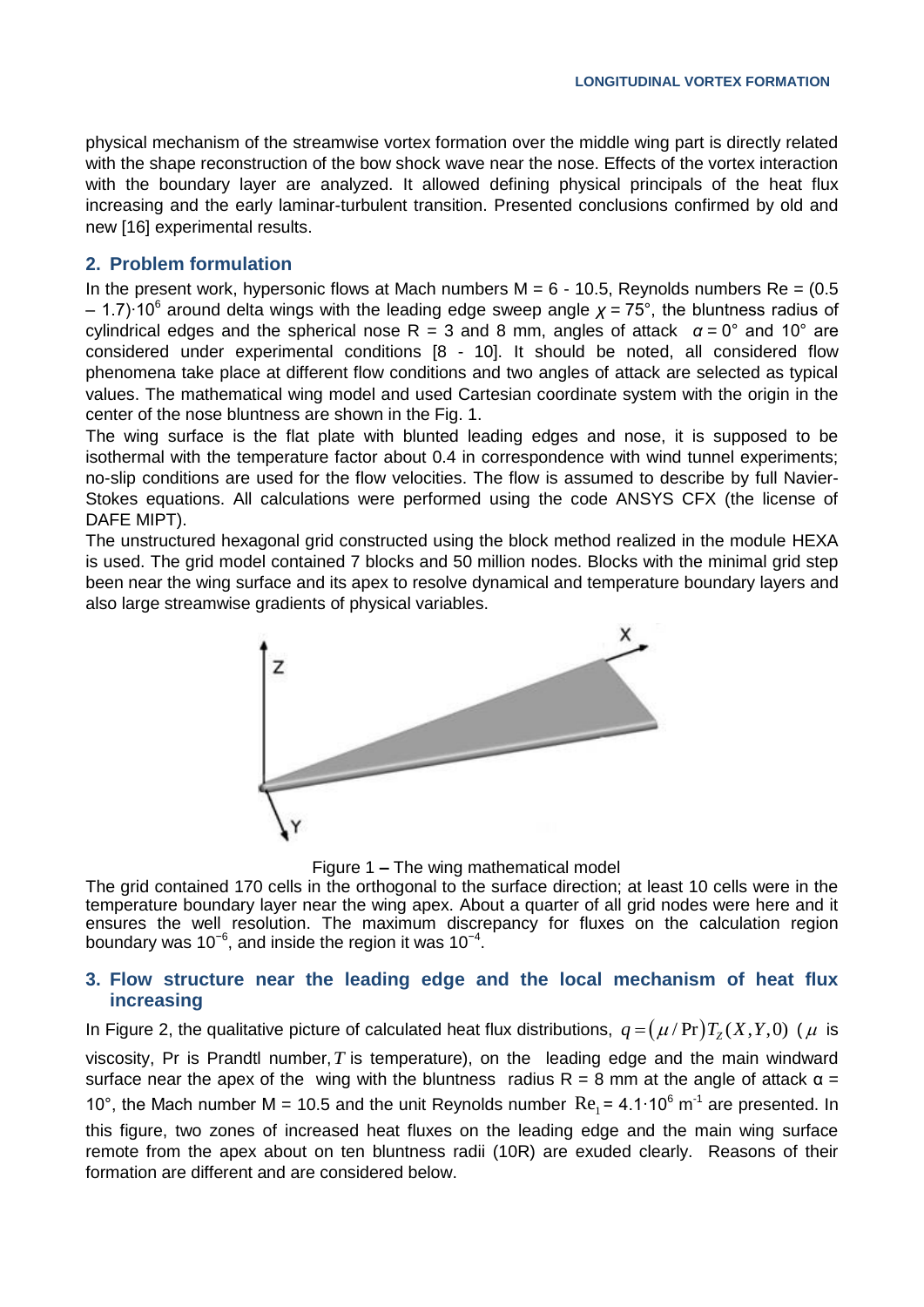physical mechanism of the streamwise vortex formation over the middle wing part is directly related with the shape reconstruction of the bow shock wave near the nose. Effects of the vortex interaction with the boundary layer are analyzed. It allowed defining physical principals of the heat flux increasing and the early laminar-turbulent transition. Presented conclusions confirmed by old and new [16] experimental results.

## 2. Problem formulation

In the present work, hypersonic flows at Mach numbers M = 6 - 10.5, Reynolds numbers Re = $(0.5 - 1.7)\cdot 10^6$ around delta wings with the leading edge sweep angle $\chi = 75°$, the bluntness radius of cylindrical edges and the spherical nose R = 3 and 8 mm, angles of attack $\alpha = 0°$ and 10° are considered under experimental conditions [8 - 10]. It should be noted, all considered flow phenomena take place at different flow conditions and two angles of attack are selected as typical values. The mathematical wing model and used Cartesian coordinate system with the origin in the center of the nose bluntness are shown in the Fig. 1.

The wing surface is the flat plate with blunted leading edges and nose, it is supposed to be isothermal with the temperature factor about 0.4 in correspondence with wind tunnel experiments; no-slip conditions are used for the flow velocities. The flow is assumed to describe by full Navier-Stokes equations. All calculations were performed using the code ANSYS CFX (the license of DAFE MIPT).

The unstructured hexagonal grid constructed using the block method realized in the module HEXA is used. The grid model contained 7 blocks and 50 million nodes. Blocks with the minimal grid step been near the wing surface and its apex to resolve dynamical and temperature boundary layers and also large streamwise gradients of physical variables.

Figure 1 **–** The wing mathematical model

The grid contained 170 cells in the orthogonal to the surface direction; at least 10 cells were in the temperature boundary layer near the wing apex. About a quarter of all grid nodes were here and it ensures the well resolution. The maximum discrepancy for fluxes on the calculation region boundary was $10^{-6}$, and inside the region it was $10^{-4}$.

## 3. Flow structure near the leading edge and the local mechanism of heat flux increasing

In Figure 2, the qualitative picture of calculated heat flux distributions, $q = (\mu/\Pr)T_Z(X,Y,0)$ ($\mu$ is viscosity, Pr is Prandtl number, $T$ is temperature), on the leading edge and the main windward surface near the apex of the wing with the bluntness radius R = 8 mm at the angle of attack $\alpha$ = 10°, the Mach number M = 10.5 and the unit Reynolds number $\mathrm{Re}_1 = 4.1\cdot 10^6$ m$^{-1}$ are presented. In this figure, two zones of increased heat fluxes on the leading edge and the main wing surface remote from the apex about on ten bluntness radii (10R) are exuded clearly. Reasons of their formation are different and are considered below.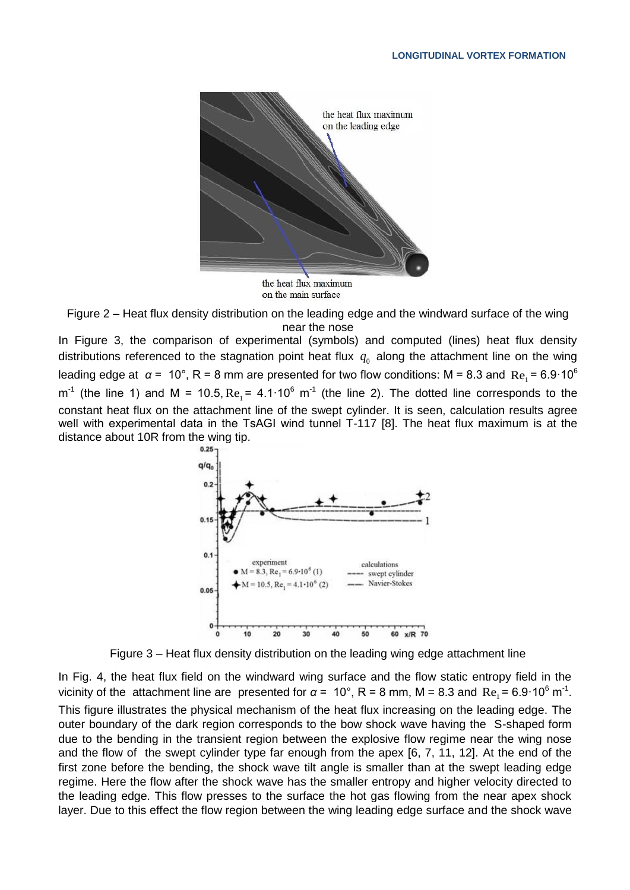Figure 2 – Heat flux density distribution on the leading edge and the windward surface of the wing near the nose

In Figure 3, the comparison of experimental (symbols) and computed (lines) heat flux density distributions referenced to the stagnation point heat flux $q_0$ along the attachment line on the wing leading edge at $\alpha$ = 10°, R = 8 mm are presented for two flow conditions: M = 8.3 and $\mathrm{Re}_1$ = 6.9·10$^6$ m$^{-1}$ (the line 1) and M = 10.5, $\mathrm{Re}_1$ = 4.1·10$^6$ m$^{-1}$ (the line 2). The dotted line corresponds to the constant heat flux on the attachment line of the swept cylinder. It is seen, calculation results agree well with experimental data in the TsAGI wind tunnel T-117 [8]. The heat flux maximum is at the distance about 10R from the wing tip.

Figure 3 – Heat flux density distribution on the leading wing edge attachment line

In Fig. 4, the heat flux field on the windward wing surface and the flow static entropy field in the vicinity of the attachment line are presented for $\alpha$ = 10°, R = 8 mm, M = 8.3 and $\mathrm{Re}_1$ = 6.9·10$^6$ m$^{-1}$. This figure illustrates the physical mechanism of the heat flux increasing on the leading edge. The outer boundary of the dark region corresponds to the bow shock wave having the S-shaped form due to the bending in the transient region between the explosive flow regime near the wing nose and the flow of the swept cylinder type far enough from the apex [6, 7, 11, 12]. At the end of the first zone before the bending, the shock wave tilt angle is smaller than at the swept leading edge regime. Here the flow after the shock wave has the smaller entropy and higher velocity directed to the leading edge. This flow presses to the surface the hot gas flowing from the near apex shock layer. Due to this effect the flow region between the wing leading edge surface and the shock wave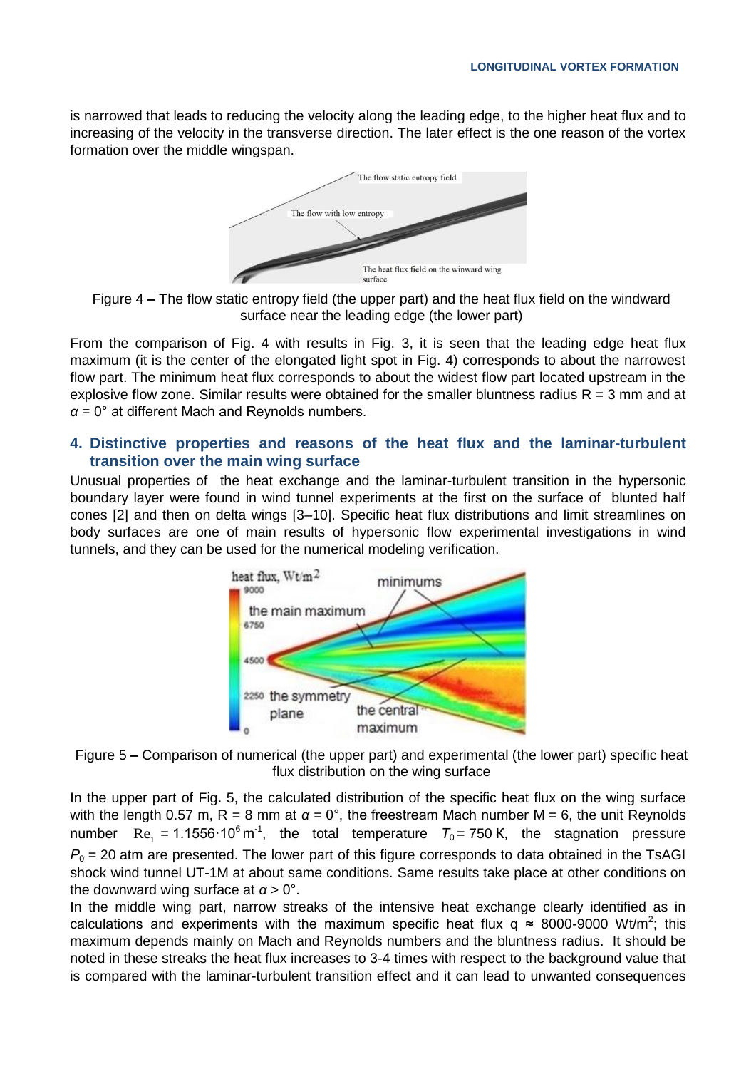is narrowed that leads to reducing the velocity along the leading edge, to the higher heat flux and to increasing of the velocity in the transverse direction. The later effect is the one reason of the vortex formation over the middle wingspan.

Figure 4 – The flow static entropy field (the upper part) and the heat flux field on the windward surface near the leading edge (the lower part)

From the comparison of Fig. 4 with results in Fig. 3, it is seen that the leading edge heat flux maximum (it is the center of the elongated light spot in Fig. 4) corresponds to about the narrowest flow part. The minimum heat flux corresponds to about the widest flow part located upstream in the explosive flow zone. Similar results were obtained for the smaller bluntness radius R = 3 mm and at $\alpha = 0°$ at different Mach and Reynolds numbers.

## 4. Distinctive properties and reasons of the heat flux and the laminar-turbulent transition over the main wing surface

Unusual properties of the heat exchange and the laminar-turbulent transition in the hypersonic boundary layer were found in wind tunnel experiments at the first on the surface of blunted half cones [2] and then on delta wings [3–10]. Specific heat flux distributions and limit streamlines on body surfaces are one of main results of hypersonic flow experimental investigations in wind tunnels, and they can be used for the numerical modeling verification.

Figure 5 – Comparison of numerical (the upper part) and experimental (the lower part) specific heat flux distribution on the wing surface

In the upper part of Fig. 5, the calculated distribution of the specific heat flux on the wing surface with the length 0.57 m, R = 8 mm at $\alpha = 0°$, the freestream Mach number M = 6, the unit Reynolds number $\mathrm{Re}_1 = 1.1556 \cdot 10^6\ \mathrm{m}^{-1}$, the total temperature $T_0 = 750$ K, the stagnation pressure $P_0 = 20$ atm are presented. The lower part of this figure corresponds to data obtained in the TsAGI shock wind tunnel UT-1M at about same conditions. Same results take place at other conditions on the downward wing surface at $\alpha > 0°$.

In the middle wing part, narrow streaks of the intensive heat exchange clearly identified as in calculations and experiments with the maximum specific heat flux q ≈ 8000-9000 W/m$^2$; this maximum depends mainly on Mach and Reynolds numbers and the bluntness radius. It should be noted in these streaks the heat flux increases to 3-4 times with respect to the background value that is compared with the laminar-turbulent transition effect and it can lead to unwanted consequences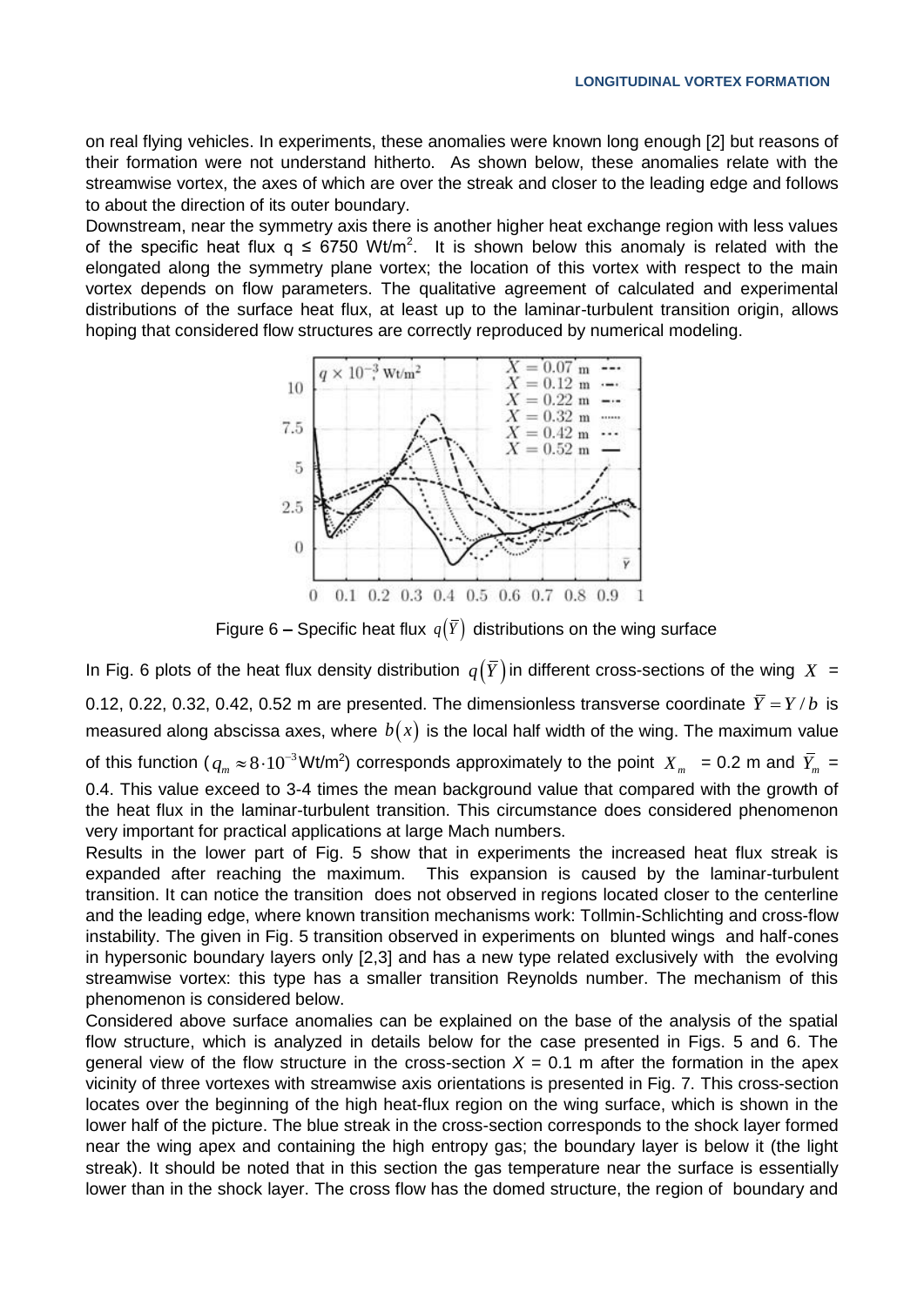on real flying vehicles. In experiments, these anomalies were known long enough [2] but reasons of their formation were not understand hitherto. As shown below, these anomalies relate with the streamwise vortex, the axes of which are over the streak and closer to the leading edge and follows to about the direction of its outer boundary.

Downstream, near the symmetry axis there is another higher heat exchange region with less values of the specific heat flux q ≤ 6750 Wt/m$^2$. It is shown below this anomaly is related with the elongated along the symmetry plane vortex; the location of this vortex with respect to the main vortex depends on flow parameters. The qualitative agreement of calculated and experimental distributions of the surface heat flux, at least up to the laminar-turbulent transition origin, allows hoping that considered flow structures are correctly reproduced by numerical modeling.

Figure 6 – Specific heat flux $q(\bar{Y})$ distributions on the wing surface

In Fig. 6 plots of the heat flux density distribution $q(\bar{Y})$ in different cross-sections of the wing $X$ = 0.12, 0.22, 0.32, 0.42, 0.52 m are presented. The dimensionless transverse coordinate $\bar{Y} = Y/b$ is measured along abscissa axes, where $b(x)$ is the local half width of the wing. The maximum value of this function ($q_m \approx 8 \cdot 10^{-3}$Wt/m$^2$) corresponds approximately to the point $X_m$ = 0.2 m and $\bar{Y}_m$ = 0.4. This value exceed to 3-4 times the mean background value that compared with the growth of the heat flux in the laminar-turbulent transition. This circumstance does considered phenomenon very important for practical applications at large Mach numbers.

Results in the lower part of Fig. 5 show that in experiments the increased heat flux streak is expanded after reaching the maximum. This expansion is caused by the laminar-turbulent transition. It can notice the transition does not observed in regions located closer to the centerline and the leading edge, where known transition mechanisms work: Tollmin-Schlichting and cross-flow instability. The given in Fig. 5 transition observed in experiments on blunted wings and half-cones in hypersonic boundary layers only [2,3] and has a new type related exclusively with the evolving streamwise vortex: this type has a smaller transition Reynolds number. The mechanism of this phenomenon is considered below.

Considered above surface anomalies can be explained on the base of the analysis of the spatial flow structure, which is analyzed in details below for the case presented in Figs. 5 and 6. The general view of the flow structure in the cross-section $X$ = 0.1 m after the formation in the apex vicinity of three vortexes with streamwise axis orientations is presented in Fig. 7. This cross-section locates over the beginning of the high heat-flux region on the wing surface, which is shown in the lower half of the picture. The blue streak in the cross-section corresponds to the shock layer formed near the wing apex and containing the high entropy gas; the boundary layer is below it (the light streak). It should be noted that in this section the gas temperature near the surface is essentially lower than in the shock layer. The cross flow has the domed structure, the region of boundary and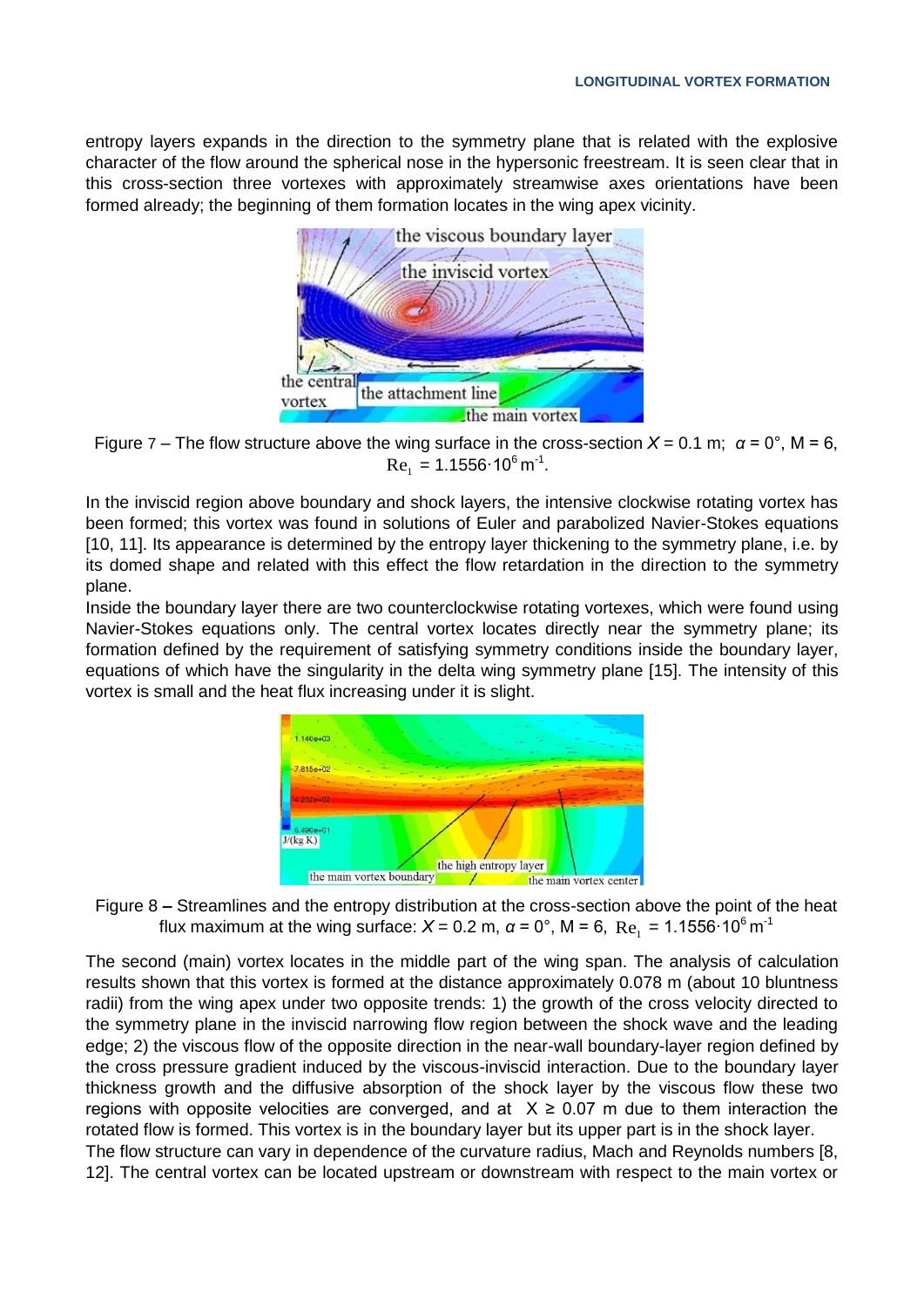entropy layers expands in the direction to the symmetry plane that is related with the explosive character of the flow around the spherical nose in the hypersonic freestream. It is seen clear that in this cross-section three vortexes with approximately streamwise axes orientations have been formed already; the beginning of them formation locates in the wing apex vicinity.

Figure 7 – The flow structure above the wing surface in the cross-section $X$ = 0.1 m; $\alpha$ = 0°, M = 6, $\mathrm{Re}_1$ = 1.1556·10$^6$ m$^{-1}$.

In the inviscid region above boundary and shock layers, the intensive clockwise rotating vortex has been formed; this vortex was found in solutions of Euler and parabolized Navier-Stokes equations [10, 11]. Its appearance is determined by the entropy layer thickening to the symmetry plane, i.e. by its domed shape and related with this effect the flow retardation in the direction to the symmetry plane.

Inside the boundary layer there are two counterclockwise rotating vortexes, which were found using Navier-Stokes equations only. The central vortex locates directly near the symmetry plane; its formation defined by the requirement of satisfying symmetry conditions inside the boundary layer, equations of which have the singularity in the delta wing symmetry plane [15]. The intensity of this vortex is small and the heat flux increasing under it is slight.

Figure 8 – Streamlines and the entropy distribution at the cross-section above the point of the heat flux maximum at the wing surface: $X$ = 0.2 m, $\alpha$ = 0°, M = 6, $\mathrm{Re}_1$ = 1.1556·10$^6$ m$^{-1}$

The second (main) vortex locates in the middle part of the wing span. The analysis of calculation results shown that this vortex is formed at the distance approximately 0.078 m (about 10 bluntness radii) from the wing apex under two opposite trends: 1) the growth of the cross velocity directed to the symmetry plane in the inviscid narrowing flow region between the shock wave and the leading edge; 2) the viscous flow of the opposite direction in the near-wall boundary-layer region defined by the cross pressure gradient induced by the viscous-inviscid interaction. Due to the boundary layer thickness growth and the diffusive absorption of the shock layer by the viscous flow these two regions with opposite velocities are converged, and at $X \geq 0.07$ m due to them interaction the rotated flow is formed. This vortex is in the boundary layer but its upper part is in the shock layer.

The flow structure can vary in dependence of the curvature radius, Mach and Reynolds numbers [8, 12]. The central vortex can be located upstream or downstream with respect to the main vortex or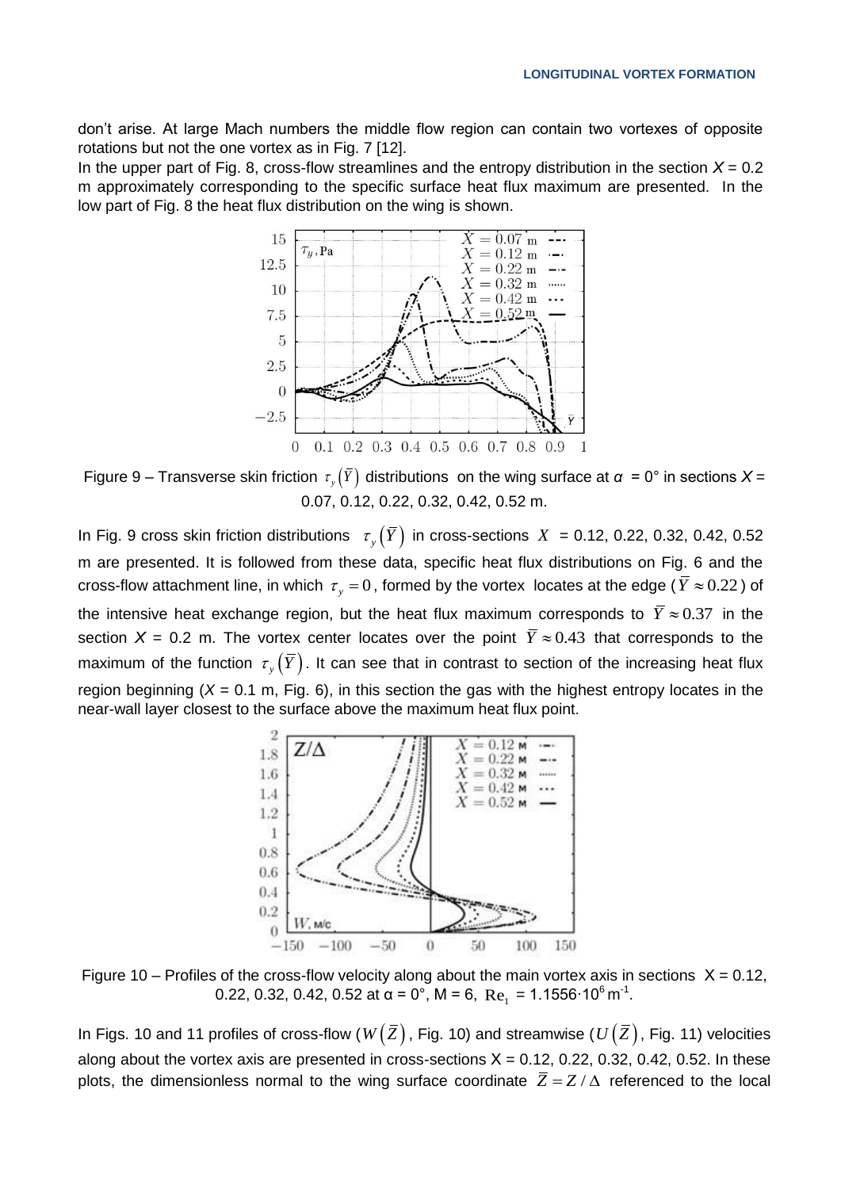don't arise. At large Mach numbers the middle flow region can contain two vortexes of opposite rotations but not the one vortex as in Fig. 7 [12].

In the upper part of Fig. 8, cross-flow streamlines and the entropy distribution in the section $X = 0.2$ m approximately corresponding to the specific surface heat flux maximum are presented. In the low part of Fig. 8 the heat flux distribution on the wing is shown.

Figure 9 – Transverse skin friction $\tau_y(\bar{Y})$ distributions on the wing surface at $\alpha = 0°$ in sections $X = 0.07, 0.12, 0.22, 0.32, 0.42, 0.52$ m.

In Fig. 9 cross skin friction distributions $\tau_y(\bar{Y})$ in cross-sections $X = 0.12, 0.22, 0.32, 0.42, 0.52$ m are presented. It is followed from these data, specific heat flux distributions on Fig. 6 and the cross-flow attachment line, in which $\tau_y = 0$, formed by the vortex locates at the edge ($\bar{Y} \approx 0.22$) of the intensive heat exchange region, but the heat flux maximum corresponds to $\bar{Y} \approx 0.37$ in the section $X = 0.2$ m. The vortex center locates over the point $\bar{Y} \approx 0.43$ that corresponds to the maximum of the function $\tau_y(\bar{Y})$. It can see that in contrast to section of the increasing heat flux region beginning ($X = 0.1$ m, Fig. 6), in this section the gas with the highest entropy locates in the near-wall layer closest to the surface above the maximum heat flux point.

Figure 10 – Profiles of the cross-flow velocity along about the main vortex axis in sections $X = 0.12, 0.22, 0.32, 0.42, 0.52$ at $\alpha = 0°$, $M = 6$, $\mathrm{Re}_1 = 1.1556 \cdot 10^6\,\mathrm{m}^{-1}$.

In Figs. 10 and 11 profiles of cross-flow ($W(\bar{Z})$, Fig. 10) and streamwise ($U(\bar{Z})$, Fig. 11) velocities along about the vortex axis are presented in cross-sections $X = 0.12, 0.22, 0.32, 0.42, 0.52$. In these plots, the dimensionless normal to the wing surface coordinate $\bar{Z} = Z/\Delta$ referenced to the local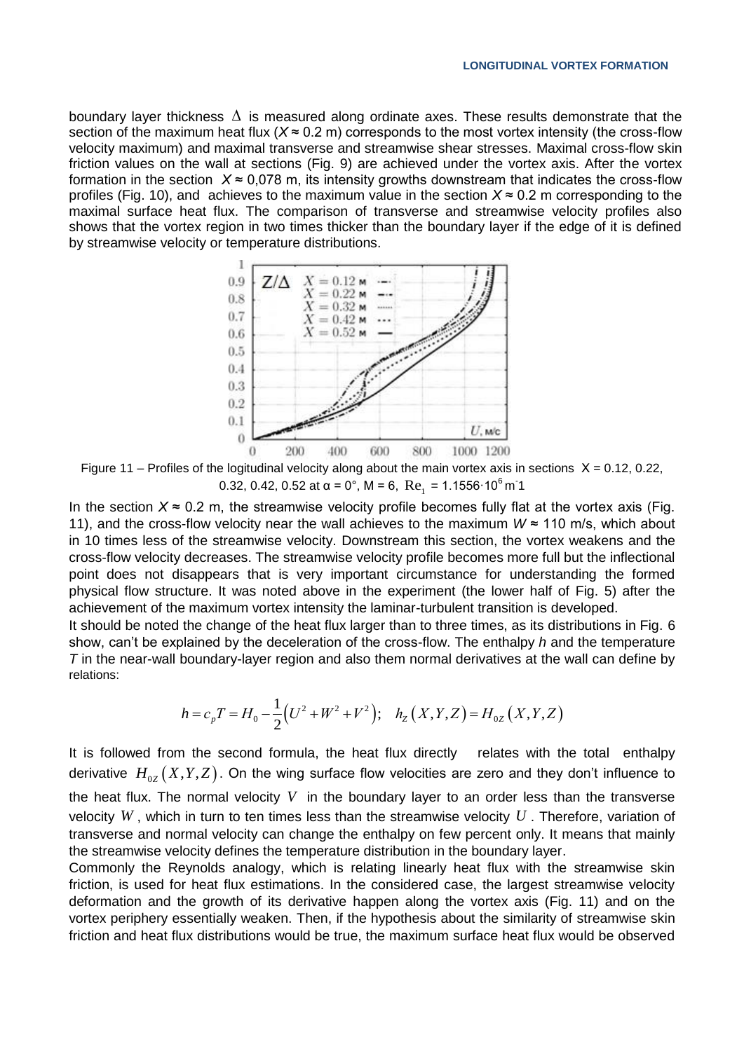boundary layer thickness $\Delta$ is measured along ordinate axes. These results demonstrate that the section of the maximum heat flux ($X \approx 0.2$ m) corresponds to the most vortex intensity (the cross-flow velocity maximum) and maximal transverse and streamwise shear stresses. Maximal cross-flow skin friction values on the wall at sections (Fig. 9) are achieved under the vortex axis. After the vortex formation in the section $X \approx 0{,}078$ m, its intensity growths downstream that indicates the cross-flow profiles (Fig. 10), and achieves to the maximum value in the section $X \approx 0.2$ m corresponding to the maximal surface heat flux. The comparison of transverse and streamwise velocity profiles also shows that the vortex region in two times thicker than the boundary layer if the edge of it is defined by streamwise velocity or temperature distributions.

Figure 11 – Profiles of the logitudinal velocity along about the main vortex axis in sections $X$ = 0.12, 0.22, 0.32, 0.42, 0.52 at α = 0°, M = 6, $\mathrm{Re}_1$ = 1.1556·10$^6$ m$^{-1}$

In the section $X \approx 0.2$ m, the streamwise velocity profile becomes fully flat at the vortex axis (Fig. 11), and the cross-flow velocity near the wall achieves to the maximum $W \approx 110$ m/s, which about in 10 times less of the streamwise velocity. Downstream this section, the vortex weakens and the cross-flow velocity decreases. The streamwise velocity profile becomes more full but the inflectional point does not disappears that is very important circumstance for understanding the formed physical flow structure. It was noted above in the experiment (the lower half of Fig. 5) after the achievement of the maximum vortex intensity the laminar-turbulent transition is developed.

It should be noted the change of the heat flux larger than to three times, as its distributions in Fig. 6 show, can't be explained by the deceleration of the cross-flow. The enthalpy $h$ and the temperature $T$ in the near-wall boundary-layer region and also them normal derivatives at the wall can define by relations:

$$h = c_p T = H_0 - \frac{1}{2}\left(U^2 + W^2 + V^2\right); \quad h_Z\left(X,Y,Z\right) = H_{0Z}\left(X,Y,Z\right)$$

It is followed from the second formula, the heat flux directly relates with the total enthalpy derivative $H_{0Z}\left(X,Y,Z\right)$. On the wing surface flow velocities are zero and they don't influence to the heat flux. The normal velocity $V$ in the boundary layer to an order less than the transverse velocity $W$, which in turn to ten times less than the streamwise velocity $U$. Therefore, variation of transverse and normal velocity can change the enthalpy on few percent only. It means that mainly the streamwise velocity defines the temperature distribution in the boundary layer.

Commonly the Reynolds analogy, which is relating linearly heat flux with the streamwise skin friction, is used for heat flux estimations. In the considered case, the largest streamwise velocity deformation and the growth of its derivative happen along the vortex axis (Fig. 11) and on the vortex periphery essentially weaken. Then, if the hypothesis about the similarity of streamwise skin friction and heat flux distributions would be true, the maximum surface heat flux would be observed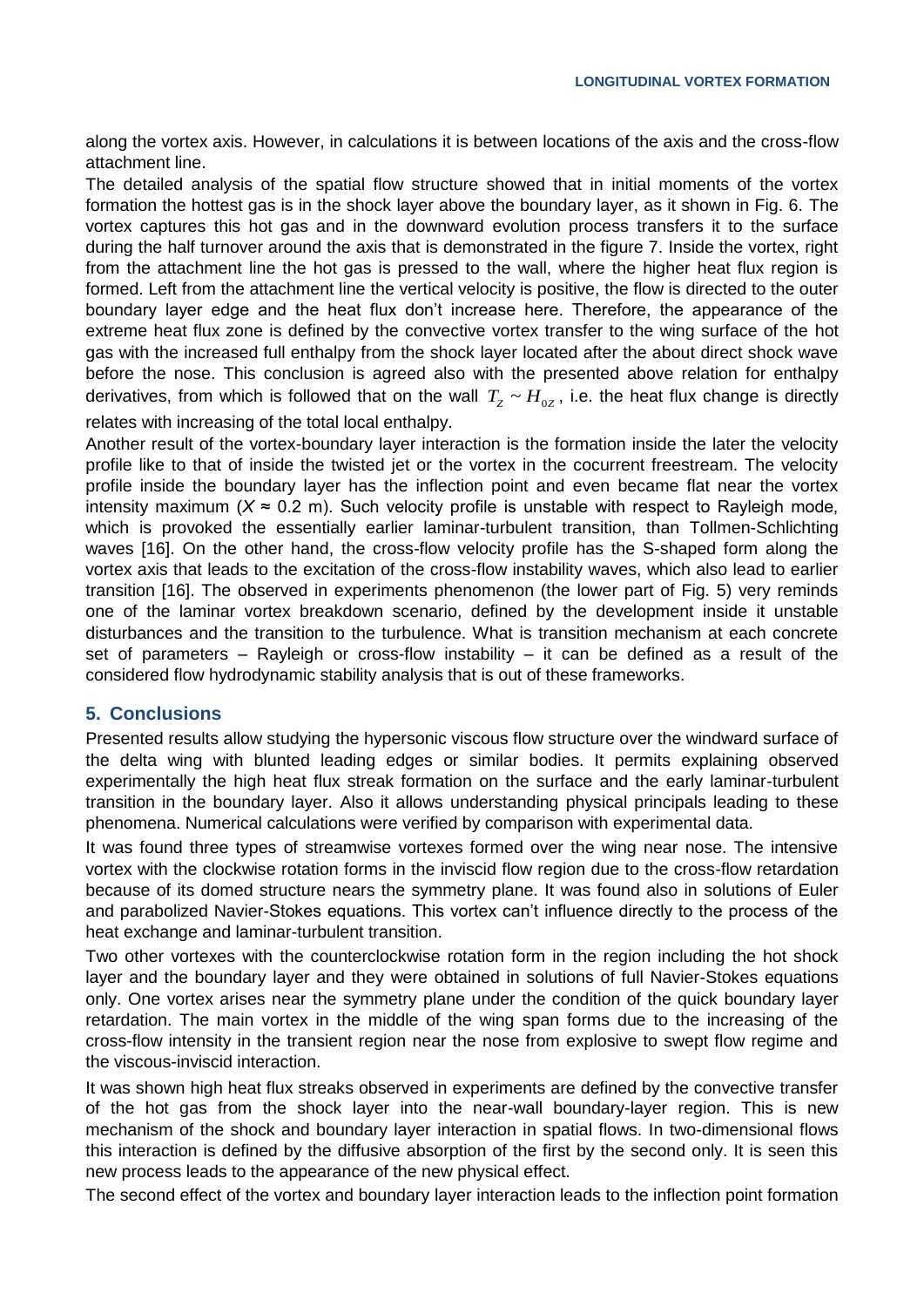along the vortex axis. However, in calculations it is between locations of the axis and the cross-flow attachment line.

The detailed analysis of the spatial flow structure showed that in initial moments of the vortex formation the hottest gas is in the shock layer above the boundary layer, as it shown in Fig. 6. The vortex captures this hot gas and in the downward evolution process transfers it to the surface during the half turnover around the axis that is demonstrated in the figure 7. Inside the vortex, right from the attachment line the hot gas is pressed to the wall, where the higher heat flux region is formed. Left from the attachment line the vertical velocity is positive, the flow is directed to the outer boundary layer edge and the heat flux don't increase here. Therefore, the appearance of the extreme heat flux zone is defined by the convective vortex transfer to the wing surface of the hot gas with the increased full enthalpy from the shock layer located after the about direct shock wave before the nose. This conclusion is agreed also with the presented above relation for enthalpy derivatives, from which is followed that on the wall $T_Z \sim H_{0Z}$, i.e. the heat flux change is directly relates with increasing of the total local enthalpy.

Another result of the vortex-boundary layer interaction is the formation inside the later the velocity profile like to that of inside the twisted jet or the vortex in the cocurrent freestream. The velocity profile inside the boundary layer has the inflection point and even became flat near the vortex intensity maximum ($X \approx 0.2$ m). Such velocity profile is unstable with respect to Rayleigh mode, which is provoked the essentially earlier laminar-turbulent transition, than Tollmen-Schlichting waves [16]. On the other hand, the cross-flow velocity profile has the S-shaped form along the vortex axis that leads to the excitation of the cross-flow instability waves, which also lead to earlier transition [16]. The observed in experiments phenomenon (the lower part of Fig. 5) very reminds one of the laminar vortex breakdown scenario, defined by the development inside it unstable disturbances and the transition to the turbulence. What is transition mechanism at each concrete set of parameters – Rayleigh or cross-flow instability – it can be defined as a result of the considered flow hydrodynamic stability analysis that is out of these frameworks.

## 5. Conclusions

Presented results allow studying the hypersonic viscous flow structure over the windward surface of the delta wing with blunted leading edges or similar bodies. It permits explaining observed experimentally the high heat flux streak formation on the surface and the early laminar-turbulent transition in the boundary layer. Also it allows understanding physical principals leading to these phenomena. Numerical calculations were verified by comparison with experimental data.

It was found three types of streamwise vortexes formed over the wing near nose. The intensive vortex with the clockwise rotation forms in the inviscid flow region due to the cross-flow retardation because of its domed structure nears the symmetry plane. It was found also in solutions of Euler and parabolized Navier-Stokes equations. This vortex can't influence directly to the process of the heat exchange and laminar-turbulent transition.

Two other vortexes with the counterclockwise rotation form in the region including the hot shock layer and the boundary layer and they were obtained in solutions of full Navier-Stokes equations only. One vortex arises near the symmetry plane under the condition of the quick boundary layer retardation. The main vortex in the middle of the wing span forms due to the increasing of the cross-flow intensity in the transient region near the nose from explosive to swept flow regime and the viscous-inviscid interaction.

It was shown high heat flux streaks observed in experiments are defined by the convective transfer of the hot gas from the shock layer into the near-wall boundary-layer region. This is new mechanism of the shock and boundary layer interaction in spatial flows. In two-dimensional flows this interaction is defined by the diffusive absorption of the first by the second only. It is seen this new process leads to the appearance of the new physical effect.

The second effect of the vortex and boundary layer interaction leads to the inflection point formation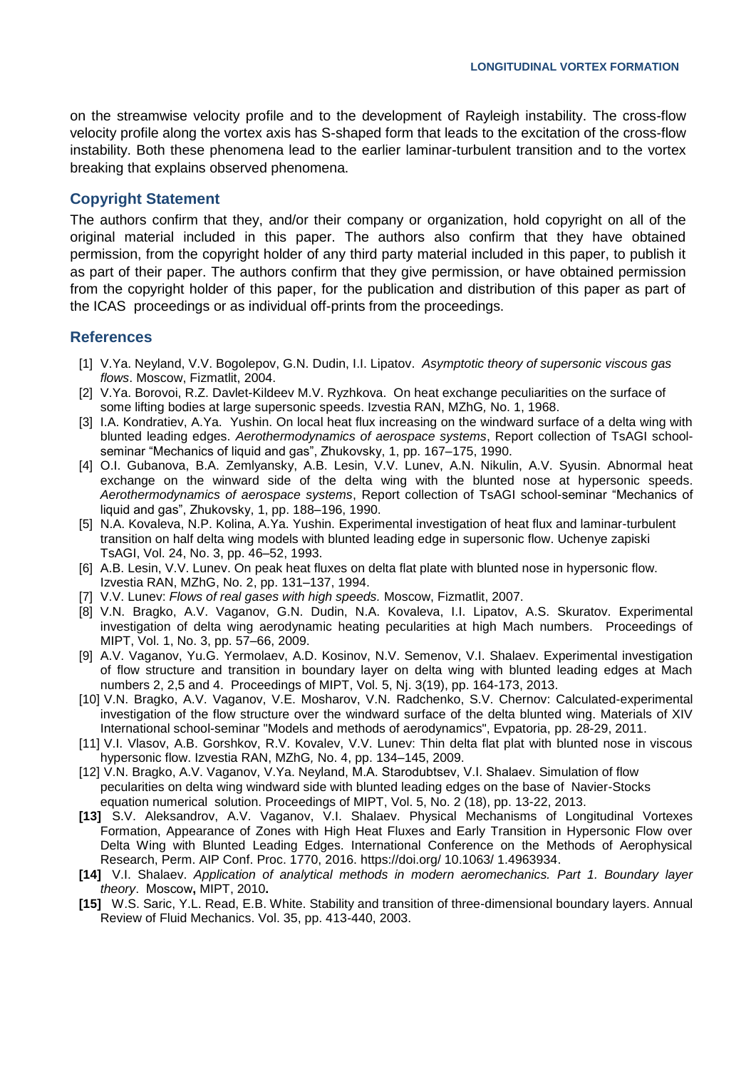on the streamwise velocity profile and to the development of Rayleigh instability. The cross-flow velocity profile along the vortex axis has S-shaped form that leads to the excitation of the cross-flow instability. Both these phenomena lead to the earlier laminar-turbulent transition and to the vortex breaking that explains observed phenomena.

## Copyright Statement

The authors confirm that they, and/or their company or organization, hold copyright on all of the original material included in this paper. The authors also confirm that they have obtained permission, from the copyright holder of any third party material included in this paper, to publish it as part of their paper. The authors confirm that they give permission, or have obtained permission from the copyright holder of this paper, for the publication and distribution of this paper as part of the ICAS proceedings or as individual off-prints from the proceedings.

## References

[1] V.Ya. Neyland, V.V. Bogolepov, G.N. Dudin, I.I. Lipatov. *Asymptotic theory of supersonic viscous gas flows*. Moscow, Fizmatlit, 2004.

[2] V.Ya. Borovoi, R.Z. Davlet-Kildeev M.V. Ryzhkova. On heat exchange peculiarities on the surface of some lifting bodies at large supersonic speeds. Izvestia RAN, MZhG*,* No. 1, 1968.

[3] I.A. Kondratiev, A.Ya. Yushin. On local heat flux increasing on the windward surface of a delta wing with blunted leading edges. *Aerothermodynamics of aerospace systems*, Report collection of TsAGI school-seminar "Mechanics of liquid and gas", Zhukovsky, 1, pp. 167–175, 1990.

[4] O.I. Gubanova, B.A. Zemlyansky, A.B. Lesin, V.V. Lunev, A.N. Nikulin, A.V. Syusin. Abnormal heat exchange on the winward side of the delta wing with the blunted nose at hypersonic speeds. *Aerothermodynamics of aerospace systems*, Report collection of TsAGI school-seminar "Mechanics of liquid and gas", Zhukovsky, 1, pp. 188–196, 1990.

[5] N.A. Kovaleva, N.P. Kolina, A.Ya. Yushin. Experimental investigation of heat flux and laminar-turbulent transition on half delta wing models with blunted leading edge in supersonic flow. Uchenye zapiski TsAGI, Vol. 24, No. 3, pp. 46–52, 1993.

[6] A.B. Lesin, V.V. Lunev. On peak heat fluxes on delta flat plate with blunted nose in hypersonic flow. Izvestia RAN, MZhG, No. 2, pp. 131–137, 1994.

[7] V.V. Lunev: *Flows of real gases with high speeds.* Moscow, Fizmatlit, 2007.

[8] V.N. Bragko, A.V. Vaganov, G.N. Dudin, N.A. Kovaleva, I.I. Lipatov, A.S. Skuratov. Experimental investigation of delta wing aerodynamic heating pecularities at high Mach numbers. Proceedings of MIPT, Vol. 1, No. 3, pp. 57–66, 2009.

[9] A.V. Vaganov, Yu.G. Yermolaev, A.D. Kosinov, N.V. Semenov, V.I. Shalaev. Experimental investigation of flow structure and transition in boundary layer on delta wing with blunted leading edges at Mach numbers 2, 2,5 and 4. Proceedings of MIPT, Vol. 5, Nj. 3(19), pp. 164-173, 2013.

[10] V.N. Bragko, A.V. Vaganov, V.E. Mosharov, V.N. Radchenko, S.V. Chernov: Calculated-experimental investigation of the flow structure over the windward surface of the delta blunted wing. Materials of XIV International school-seminar "Models and methods of aerodynamics", Evpatoria, pp. 28-29, 2011.

[11] V.I. Vlasov, A.B. Gorshkov, R.V. Kovalev, V.V. Lunev: Thin delta flat plat with blunted nose in viscous hypersonic flow. Izvestia RAN, MZhG*,* No. 4, pp. 134–145, 2009.

[12] V.N. Bragko, A.V. Vaganov, V.Ya. Neyland, M.A. Starodubtsev, V.I. Shalaev. Simulation of flow pecularities on delta wing windward side with blunted leading edges on the base of Navier-Stocks equation numerical solution. Proceedings of MIPT, Vol. 5, No. 2 (18), pp. 13-22, 2013.

**[13]** S.V. Aleksandrov, A.V. Vaganov, V.I. Shalaev. Physical Mechanisms of Longitudinal Vortexes Formation, Appearance of Zones with High Heat Fluxes and Early Transition in Hypersonic Flow over Delta Wing with Blunted Leading Edges. International Conference on the Methods of Aerophysical Research, Perm. AIP Conf. Proc. 1770, 2016. https://doi.org/ 10.1063/ 1.4963934.

**[14]** V.I. Shalaev. *Application of analytical methods in modern aeromechanics. Part 1. Boundary layer theory*. Moscow**,** MIPT, 2010**.**

**[15]** W.S. Saric, Y.L. Read, E.B. White. Stability and transition of three-dimensional boundary layers. Annual Review of Fluid Mechanics. Vol. 35, pp. 413-440, 2003.